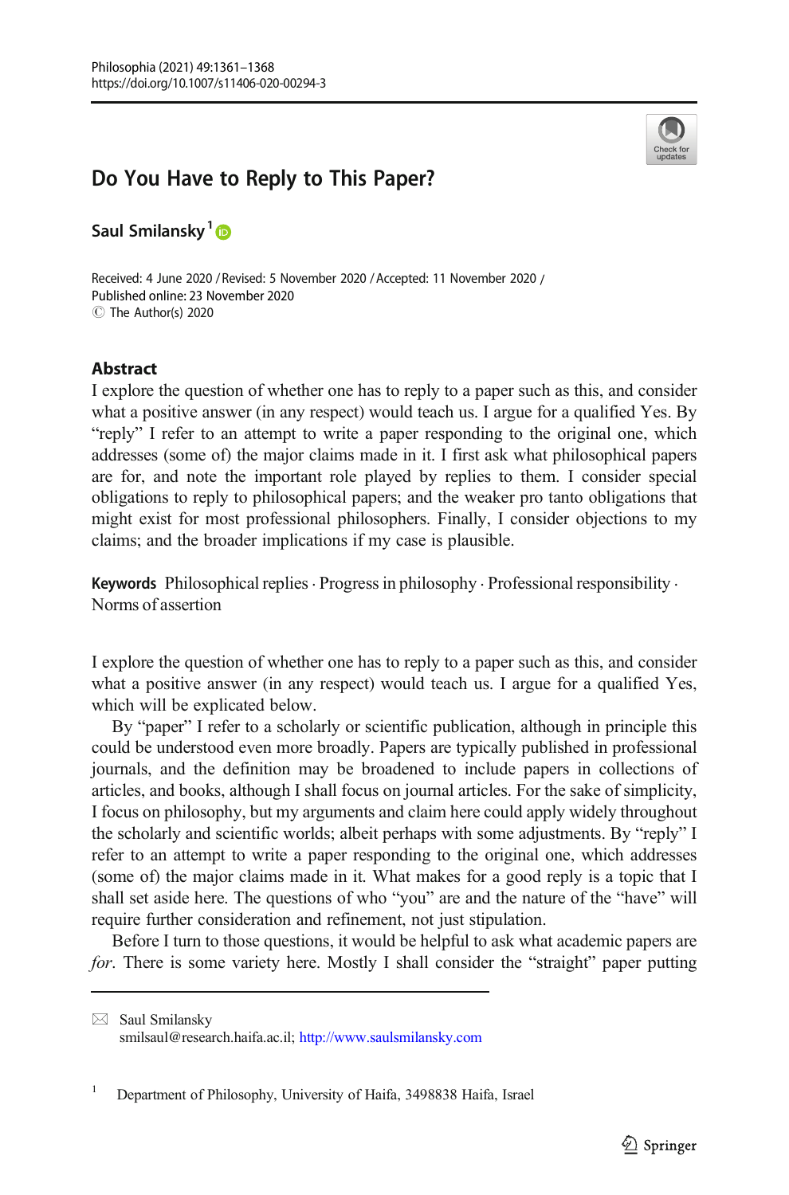# Do You Have to Reply to This Paper?

**Saul Smilansky**[1]

Received: 4 June 2020 / Revised: 5 November 2020 / Accepted: 11 November 2020 /
Published online: 23 November 2020
© The Author(s) 2020

## Abstract

I explore the question of whether one has to reply to a paper such as this, and consider what a positive answer (in any respect) would teach us. I argue for a qualified Yes. By "reply" I refer to an attempt to write a paper responding to the original one, which addresses (some of) the major claims made in it. I first ask what philosophical papers are for, and note the important role played by replies to them. I consider special obligations to reply to philosophical papers; and the weaker pro tanto obligations that might exist for most professional philosophers. Finally, I consider objections to my claims; and the broader implications if my case is plausible.

**Keywords** Philosophical replies · Progress in philosophy · Professional responsibility · Norms of assertion

I explore the question of whether one has to reply to a paper such as this, and consider what a positive answer (in any respect) would teach us. I argue for a qualified Yes, which will be explicated below.

By "paper" I refer to a scholarly or scientific publication, although in principle this could be understood even more broadly. Papers are typically published in professional journals, and the definition may be broadened to include papers in collections of articles, and books, although I shall focus on journal articles. For the sake of simplicity, I focus on philosophy, but my arguments and claim here could apply widely throughout the scholarly and scientific worlds; albeit perhaps with some adjustments. By "reply" I refer to an attempt to write a paper responding to the original one, which addresses (some of) the major claims made in it. What makes for a good reply is a topic that I shall set aside here. The questions of who "you" are and the nature of the "have" will require further consideration and refinement, not just stipulation.

Before I turn to those questions, it would be helpful to ask what academic papers are *for*. There is some variety here. Mostly I shall consider the "straight" paper putting

---

Saul Smilansky
smilsaul@research.haifa.ac.il; http://www.saulsmilansky.com

[1] Department of Philosophy, University of Haifa, 3498838 Haifa, Israel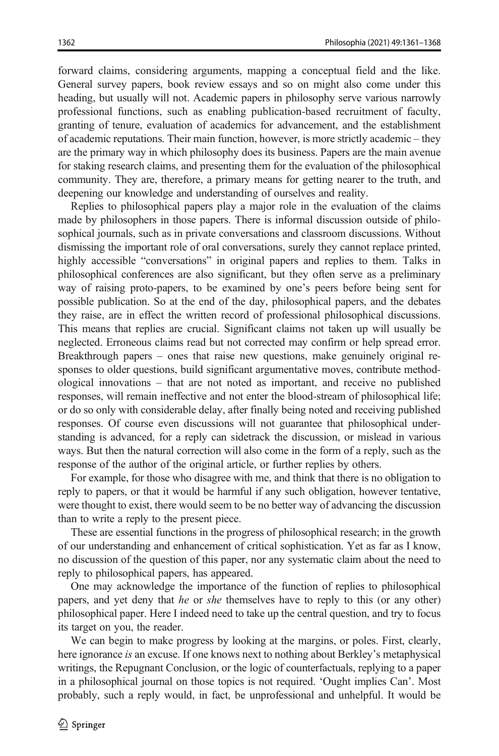forward claims, considering arguments, mapping a conceptual field and the like. General survey papers, book review essays and so on might also come under this heading, but usually will not. Academic papers in philosophy serve various narrowly professional functions, such as enabling publication-based recruitment of faculty, granting of tenure, evaluation of academics for advancement, and the establishment of academic reputations. Their main function, however, is more strictly academic – they are the primary way in which philosophy does its business. Papers are the main avenue for staking research claims, and presenting them for the evaluation of the philosophical community. They are, therefore, a primary means for getting nearer to the truth, and deepening our knowledge and understanding of ourselves and reality.

Replies to philosophical papers play a major role in the evaluation of the claims made by philosophers in those papers. There is informal discussion outside of philosophical journals, such as in private conversations and classroom discussions. Without dismissing the important role of oral conversations, surely they cannot replace printed, highly accessible "conversations" in original papers and replies to them. Talks in philosophical conferences are also significant, but they often serve as a preliminary way of raising proto-papers, to be examined by one's peers before being sent for possible publication. So at the end of the day, philosophical papers, and the debates they raise, are in effect the written record of professional philosophical discussions. This means that replies are crucial. Significant claims not taken up will usually be neglected. Erroneous claims read but not corrected may confirm or help spread error. Breakthrough papers – ones that raise new questions, make genuinely original responses to older questions, build significant argumentative moves, contribute methodological innovations – that are not noted as important, and receive no published responses, will remain ineffective and not enter the blood-stream of philosophical life; or do so only with considerable delay, after finally being noted and receiving published responses. Of course even discussions will not guarantee that philosophical understanding is advanced, for a reply can sidetrack the discussion, or mislead in various ways. But then the natural correction will also come in the form of a reply, such as the response of the author of the original article, or further replies by others.

For example, for those who disagree with me, and think that there is no obligation to reply to papers, or that it would be harmful if any such obligation, however tentative, were thought to exist, there would seem to be no better way of advancing the discussion than to write a reply to the present piece.

These are essential functions in the progress of philosophical research; in the growth of our understanding and enhancement of critical sophistication. Yet as far as I know, no discussion of the question of this paper, nor any systematic claim about the need to reply to philosophical papers, has appeared.

One may acknowledge the importance of the function of replies to philosophical papers, and yet deny that *he* or *she* themselves have to reply to this (or any other) philosophical paper. Here I indeed need to take up the central question, and try to focus its target on you, the reader.

We can begin to make progress by looking at the margins, or poles. First, clearly, here ignorance *is* an excuse. If one knows next to nothing about Berkley's metaphysical writings, the Repugnant Conclusion, or the logic of counterfactuals, replying to a paper in a philosophical journal on those topics is not required. 'Ought implies Can'. Most probably, such a reply would, in fact, be unprofessional and unhelpful. It would be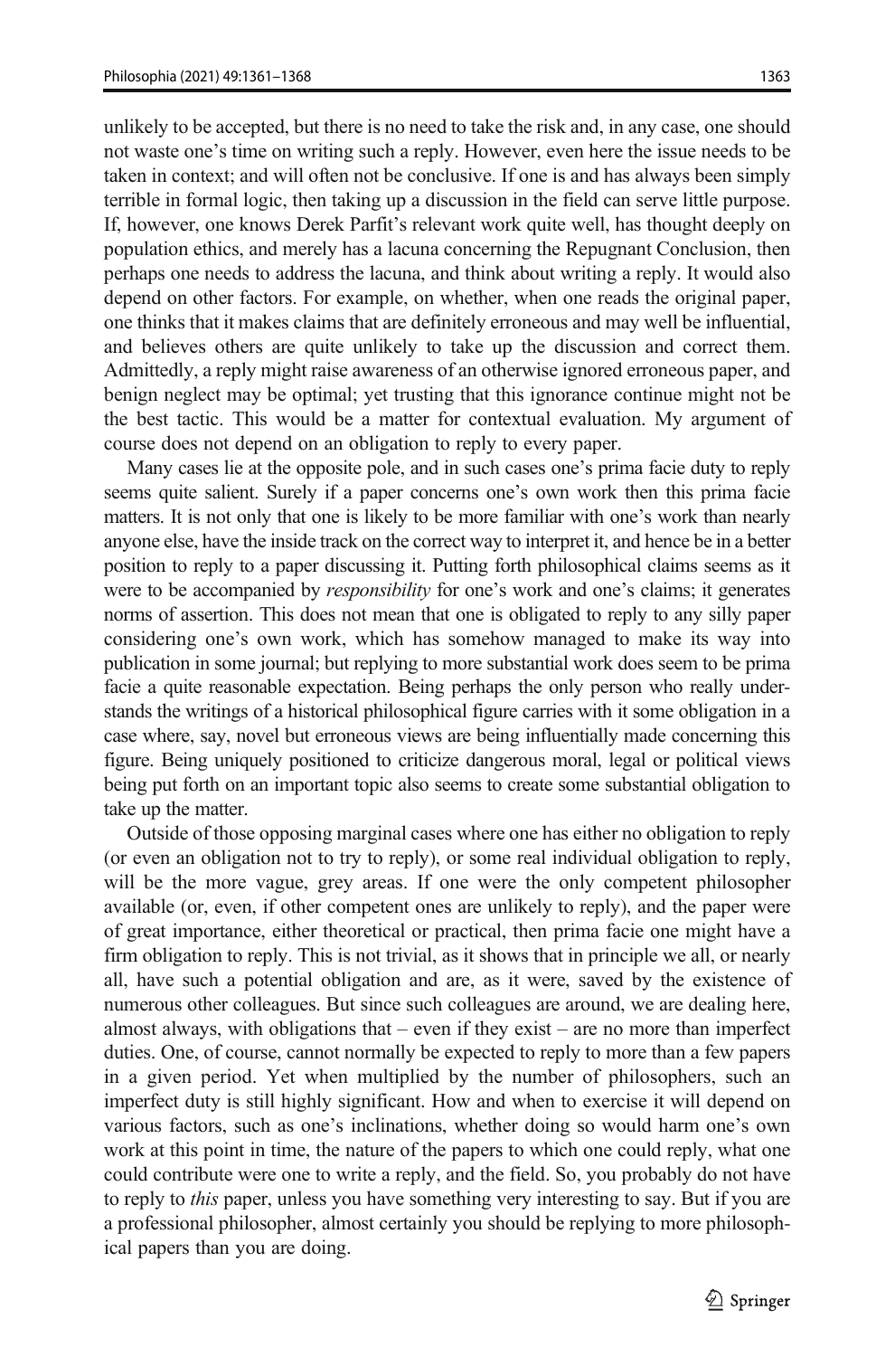unlikely to be accepted, but there is no need to take the risk and, in any case, one should not waste one's time on writing such a reply. However, even here the issue needs to be taken in context; and will often not be conclusive. If one is and has always been simply terrible in formal logic, then taking up a discussion in the field can serve little purpose. If, however, one knows Derek Parfit's relevant work quite well, has thought deeply on population ethics, and merely has a lacuna concerning the Repugnant Conclusion, then perhaps one needs to address the lacuna, and think about writing a reply. It would also depend on other factors. For example, on whether, when one reads the original paper, one thinks that it makes claims that are definitely erroneous and may well be influential, and believes others are quite unlikely to take up the discussion and correct them. Admittedly, a reply might raise awareness of an otherwise ignored erroneous paper, and benign neglect may be optimal; yet trusting that this ignorance continue might not be the best tactic. This would be a matter for contextual evaluation. My argument of course does not depend on an obligation to reply to every paper.

Many cases lie at the opposite pole, and in such cases one's prima facie duty to reply seems quite salient. Surely if a paper concerns one's own work then this prima facie matters. It is not only that one is likely to be more familiar with one's work than nearly anyone else, have the inside track on the correct way to interpret it, and hence be in a better position to reply to a paper discussing it. Putting forth philosophical claims seems as it were to be accompanied by *responsibility* for one's work and one's claims; it generates norms of assertion. This does not mean that one is obligated to reply to any silly paper considering one's own work, which has somehow managed to make its way into publication in some journal; but replying to more substantial work does seem to be prima facie a quite reasonable expectation. Being perhaps the only person who really understands the writings of a historical philosophical figure carries with it some obligation in a case where, say, novel but erroneous views are being influentially made concerning this figure. Being uniquely positioned to criticize dangerous moral, legal or political views being put forth on an important topic also seems to create some substantial obligation to take up the matter.

Outside of those opposing marginal cases where one has either no obligation to reply (or even an obligation not to try to reply), or some real individual obligation to reply, will be the more vague, grey areas. If one were the only competent philosopher available (or, even, if other competent ones are unlikely to reply), and the paper were of great importance, either theoretical or practical, then prima facie one might have a firm obligation to reply. This is not trivial, as it shows that in principle we all, or nearly all, have such a potential obligation and are, as it were, saved by the existence of numerous other colleagues. But since such colleagues are around, we are dealing here, almost always, with obligations that – even if they exist – are no more than imperfect duties. One, of course, cannot normally be expected to reply to more than a few papers in a given period. Yet when multiplied by the number of philosophers, such an imperfect duty is still highly significant. How and when to exercise it will depend on various factors, such as one's inclinations, whether doing so would harm one's own work at this point in time, the nature of the papers to which one could reply, what one could contribute were one to write a reply, and the field. So, you probably do not have to reply to *this* paper, unless you have something very interesting to say. But if you are a professional philosopher, almost certainly you should be replying to more philosophical papers than you are doing.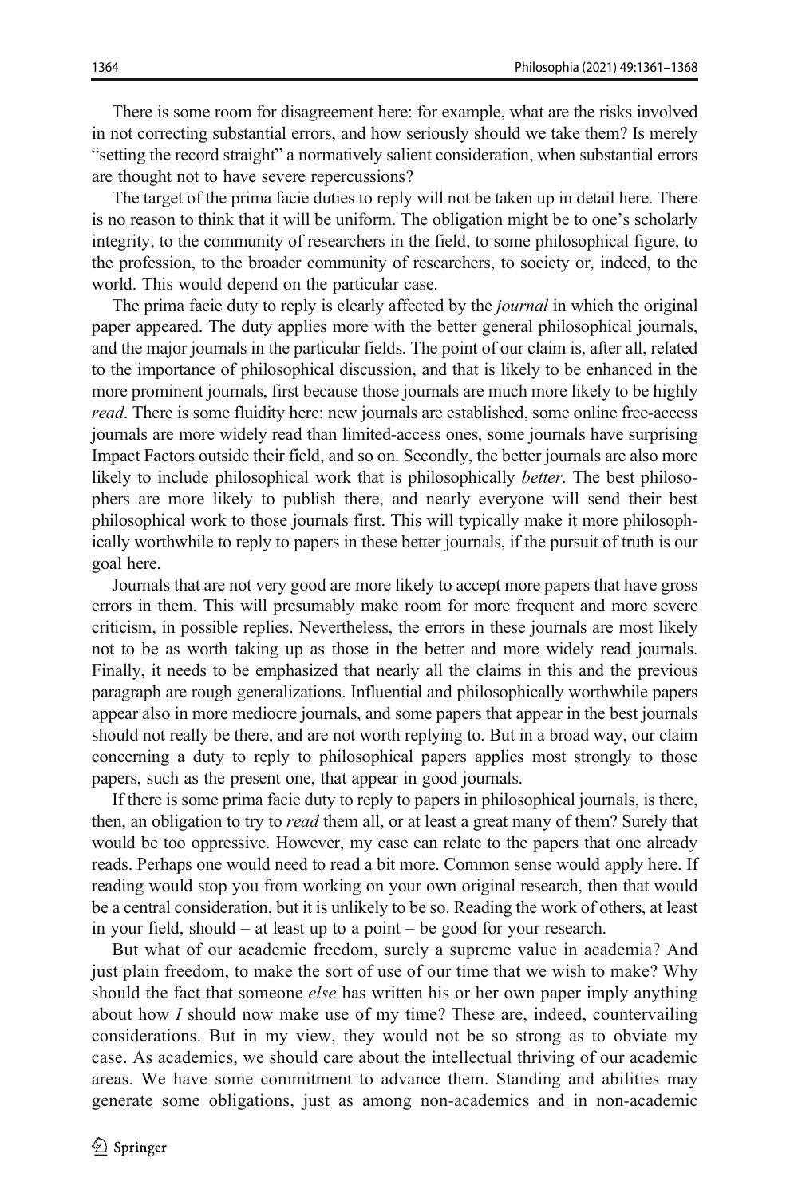There is some room for disagreement here: for example, what are the risks involved in not correcting substantial errors, and how seriously should we take them? Is merely "setting the record straight" a normatively salient consideration, when substantial errors are thought not to have severe repercussions?

The target of the prima facie duties to reply will not be taken up in detail here. There is no reason to think that it will be uniform. The obligation might be to one's scholarly integrity, to the community of researchers in the field, to some philosophical figure, to the profession, to the broader community of researchers, to society or, indeed, to the world. This would depend on the particular case.

The prima facie duty to reply is clearly affected by the *journal* in which the original paper appeared. The duty applies more with the better general philosophical journals, and the major journals in the particular fields. The point of our claim is, after all, related to the importance of philosophical discussion, and that is likely to be enhanced in the more prominent journals, first because those journals are much more likely to be highly *read*. There is some fluidity here: new journals are established, some online free-access journals are more widely read than limited-access ones, some journals have surprising Impact Factors outside their field, and so on. Secondly, the better journals are also more likely to include philosophical work that is philosophically *better*. The best philosophers are more likely to publish there, and nearly everyone will send their best philosophical work to those journals first. This will typically make it more philosophically worthwhile to reply to papers in these better journals, if the pursuit of truth is our goal here.

Journals that are not very good are more likely to accept more papers that have gross errors in them. This will presumably make room for more frequent and more severe criticism, in possible replies. Nevertheless, the errors in these journals are most likely not to be as worth taking up as those in the better and more widely read journals. Finally, it needs to be emphasized that nearly all the claims in this and the previous paragraph are rough generalizations. Influential and philosophically worthwhile papers appear also in more mediocre journals, and some papers that appear in the best journals should not really be there, and are not worth replying to. But in a broad way, our claim concerning a duty to reply to philosophical papers applies most strongly to those papers, such as the present one, that appear in good journals.

If there is some prima facie duty to reply to papers in philosophical journals, is there, then, an obligation to try to *read* them all, or at least a great many of them? Surely that would be too oppressive. However, my case can relate to the papers that one already reads. Perhaps one would need to read a bit more. Common sense would apply here. If reading would stop you from working on your own original research, then that would be a central consideration, but it is unlikely to be so. Reading the work of others, at least in your field, should – at least up to a point – be good for your research.

But what of our academic freedom, surely a supreme value in academia? And just plain freedom, to make the sort of use of our time that we wish to make? Why should the fact that someone *else* has written his or her own paper imply anything about how *I* should now make use of my time? These are, indeed, countervailing considerations. But in my view, they would not be so strong as to obviate my case. As academics, we should care about the intellectual thriving of our academic areas. We have some commitment to advance them. Standing and abilities may generate some obligations, just as among non-academics and in non-academic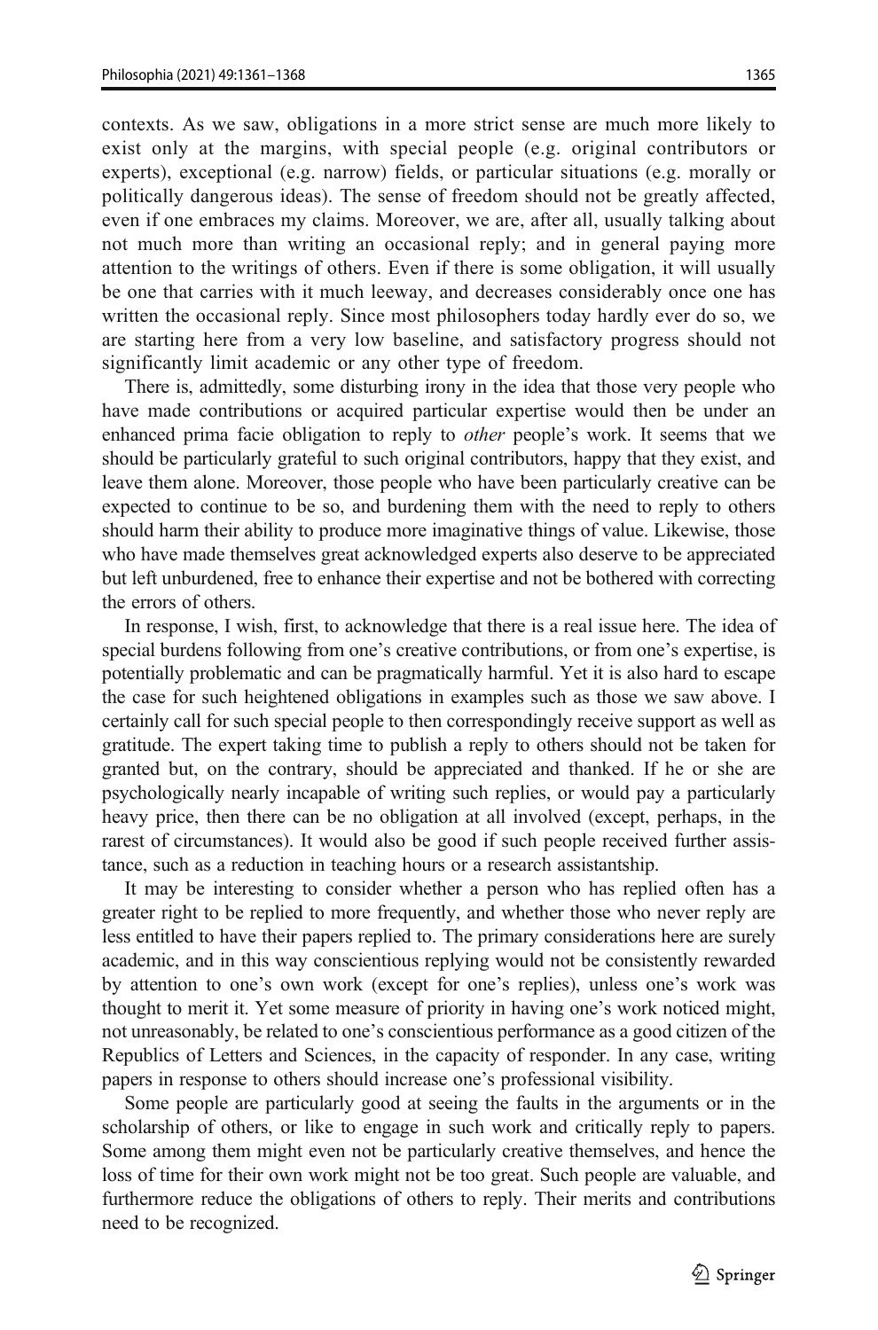contexts. As we saw, obligations in a more strict sense are much more likely to exist only at the margins, with special people (e.g. original contributors or experts), exceptional (e.g. narrow) fields, or particular situations (e.g. morally or politically dangerous ideas). The sense of freedom should not be greatly affected, even if one embraces my claims. Moreover, we are, after all, usually talking about not much more than writing an occasional reply; and in general paying more attention to the writings of others. Even if there is some obligation, it will usually be one that carries with it much leeway, and decreases considerably once one has written the occasional reply. Since most philosophers today hardly ever do so, we are starting here from a very low baseline, and satisfactory progress should not significantly limit academic or any other type of freedom.

There is, admittedly, some disturbing irony in the idea that those very people who have made contributions or acquired particular expertise would then be under an enhanced prima facie obligation to reply to *other* people's work. It seems that we should be particularly grateful to such original contributors, happy that they exist, and leave them alone. Moreover, those people who have been particularly creative can be expected to continue to be so, and burdening them with the need to reply to others should harm their ability to produce more imaginative things of value. Likewise, those who have made themselves great acknowledged experts also deserve to be appreciated but left unburdened, free to enhance their expertise and not be bothered with correcting the errors of others.

In response, I wish, first, to acknowledge that there is a real issue here. The idea of special burdens following from one's creative contributions, or from one's expertise, is potentially problematic and can be pragmatically harmful. Yet it is also hard to escape the case for such heightened obligations in examples such as those we saw above. I certainly call for such special people to then correspondingly receive support as well as gratitude. The expert taking time to publish a reply to others should not be taken for granted but, on the contrary, should be appreciated and thanked. If he or she are psychologically nearly incapable of writing such replies, or would pay a particularly heavy price, then there can be no obligation at all involved (except, perhaps, in the rarest of circumstances). It would also be good if such people received further assistance, such as a reduction in teaching hours or a research assistantship.

It may be interesting to consider whether a person who has replied often has a greater right to be replied to more frequently, and whether those who never reply are less entitled to have their papers replied to. The primary considerations here are surely academic, and in this way conscientious replying would not be consistently rewarded by attention to one's own work (except for one's replies), unless one's work was thought to merit it. Yet some measure of priority in having one's work noticed might, not unreasonably, be related to one's conscientious performance as a good citizen of the Republics of Letters and Sciences, in the capacity of responder. In any case, writing papers in response to others should increase one's professional visibility.

Some people are particularly good at seeing the faults in the arguments or in the scholarship of others, or like to engage in such work and critically reply to papers. Some among them might even not be particularly creative themselves, and hence the loss of time for their own work might not be too great. Such people are valuable, and furthermore reduce the obligations of others to reply. Their merits and contributions need to be recognized.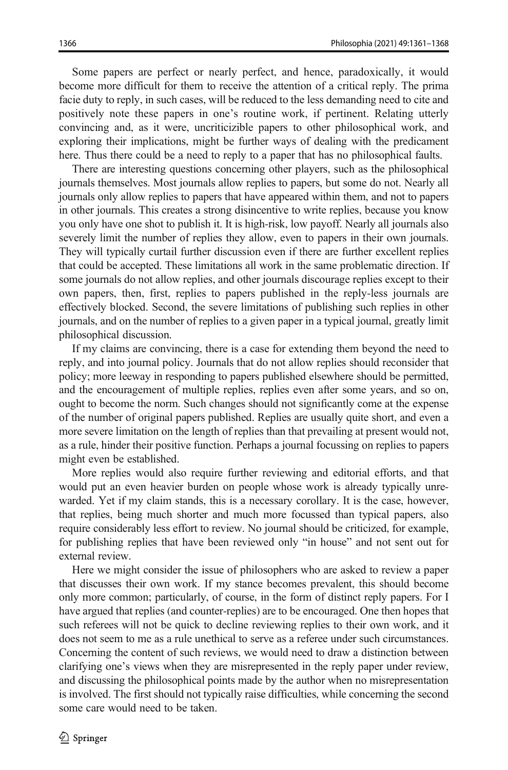Some papers are perfect or nearly perfect, and hence, paradoxically, it would become more difficult for them to receive the attention of a critical reply. The prima facie duty to reply, in such cases, will be reduced to the less demanding need to cite and positively note these papers in one's routine work, if pertinent. Relating utterly convincing and, as it were, uncriticizible papers to other philosophical work, and exploring their implications, might be further ways of dealing with the predicament here. Thus there could be a need to reply to a paper that has no philosophical faults.

There are interesting questions concerning other players, such as the philosophical journals themselves. Most journals allow replies to papers, but some do not. Nearly all journals only allow replies to papers that have appeared within them, and not to papers in other journals. This creates a strong disincentive to write replies, because you know you only have one shot to publish it. It is high-risk, low payoff. Nearly all journals also severely limit the number of replies they allow, even to papers in their own journals. They will typically curtail further discussion even if there are further excellent replies that could be accepted. These limitations all work in the same problematic direction. If some journals do not allow replies, and other journals discourage replies except to their own papers, then, first, replies to papers published in the reply-less journals are effectively blocked. Second, the severe limitations of publishing such replies in other journals, and on the number of replies to a given paper in a typical journal, greatly limit philosophical discussion.

If my claims are convincing, there is a case for extending them beyond the need to reply, and into journal policy. Journals that do not allow replies should reconsider that policy; more leeway in responding to papers published elsewhere should be permitted, and the encouragement of multiple replies, replies even after some years, and so on, ought to become the norm. Such changes should not significantly come at the expense of the number of original papers published. Replies are usually quite short, and even a more severe limitation on the length of replies than that prevailing at present would not, as a rule, hinder their positive function. Perhaps a journal focussing on replies to papers might even be established.

More replies would also require further reviewing and editorial efforts, and that would put an even heavier burden on people whose work is already typically unrewarded. Yet if my claim stands, this is a necessary corollary. It is the case, however, that replies, being much shorter and much more focussed than typical papers, also require considerably less effort to review. No journal should be criticized, for example, for publishing replies that have been reviewed only "in house" and not sent out for external review.

Here we might consider the issue of philosophers who are asked to review a paper that discusses their own work. If my stance becomes prevalent, this should become only more common; particularly, of course, in the form of distinct reply papers. For I have argued that replies (and counter-replies) are to be encouraged. One then hopes that such referees will not be quick to decline reviewing replies to their own work, and it does not seem to me as a rule unethical to serve as a referee under such circumstances. Concerning the content of such reviews, we would need to draw a distinction between clarifying one's views when they are misrepresented in the reply paper under review, and discussing the philosophical points made by the author when no misrepresentation is involved. The first should not typically raise difficulties, while concerning the second some care would need to be taken.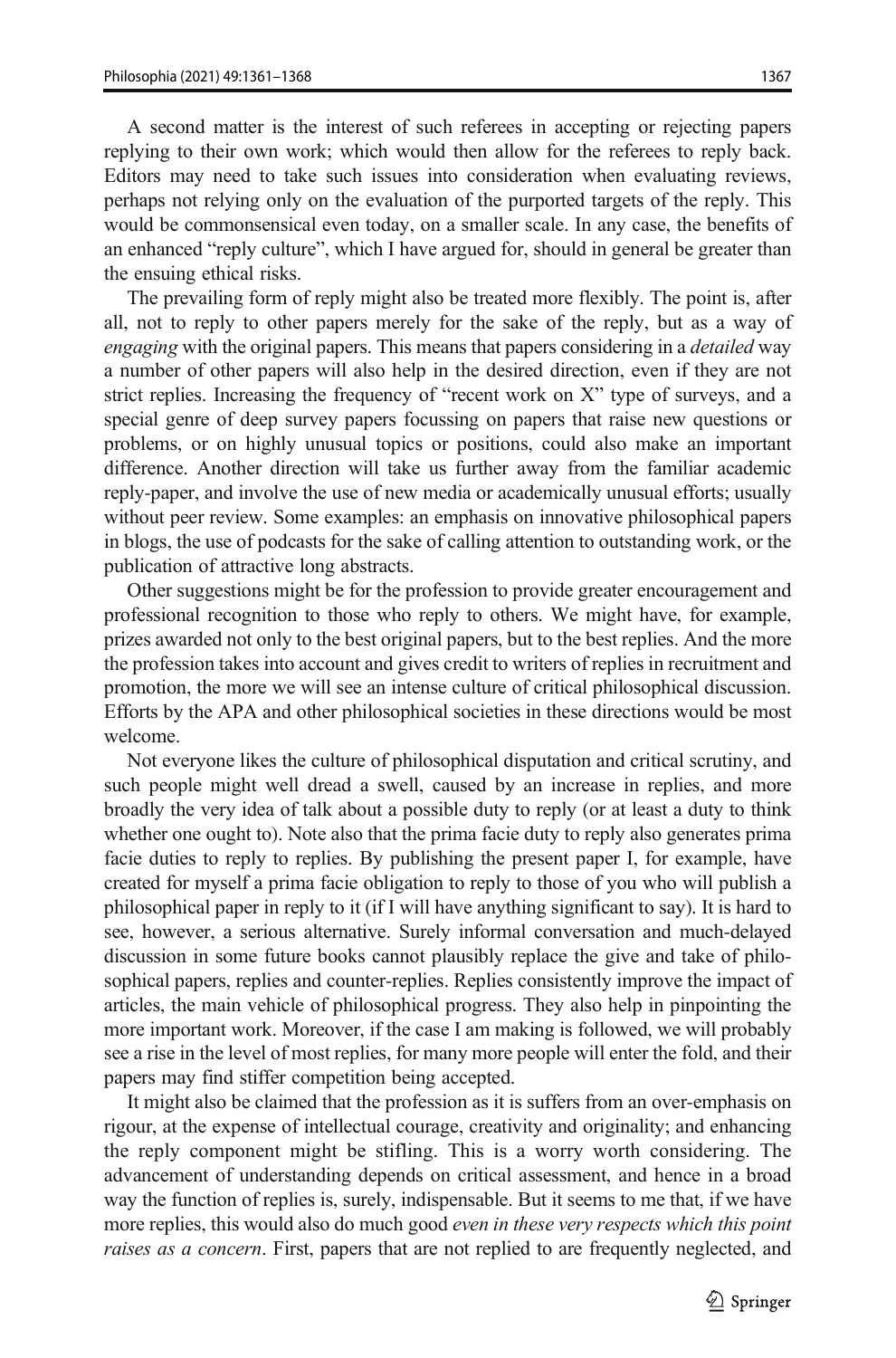A second matter is the interest of such referees in accepting or rejecting papers replying to their own work; which would then allow for the referees to reply back. Editors may need to take such issues into consideration when evaluating reviews, perhaps not relying only on the evaluation of the purported targets of the reply. This would be commonsensical even today, on a smaller scale. In any case, the benefits of an enhanced "reply culture", which I have argued for, should in general be greater than the ensuing ethical risks.

The prevailing form of reply might also be treated more flexibly. The point is, after all, not to reply to other papers merely for the sake of the reply, but as a way of *engaging* with the original papers. This means that papers considering in a *detailed* way a number of other papers will also help in the desired direction, even if they are not strict replies. Increasing the frequency of "recent work on X" type of surveys, and a special genre of deep survey papers focussing on papers that raise new questions or problems, or on highly unusual topics or positions, could also make an important difference. Another direction will take us further away from the familiar academic reply-paper, and involve the use of new media or academically unusual efforts; usually without peer review. Some examples: an emphasis on innovative philosophical papers in blogs, the use of podcasts for the sake of calling attention to outstanding work, or the publication of attractive long abstracts.

Other suggestions might be for the profession to provide greater encouragement and professional recognition to those who reply to others. We might have, for example, prizes awarded not only to the best original papers, but to the best replies. And the more the profession takes into account and gives credit to writers of replies in recruitment and promotion, the more we will see an intense culture of critical philosophical discussion. Efforts by the APA and other philosophical societies in these directions would be most welcome.

Not everyone likes the culture of philosophical disputation and critical scrutiny, and such people might well dread a swell, caused by an increase in replies, and more broadly the very idea of talk about a possible duty to reply (or at least a duty to think whether one ought to). Note also that the prima facie duty to reply also generates prima facie duties to reply to replies. By publishing the present paper I, for example, have created for myself a prima facie obligation to reply to those of you who will publish a philosophical paper in reply to it (if I will have anything significant to say). It is hard to see, however, a serious alternative. Surely informal conversation and much-delayed discussion in some future books cannot plausibly replace the give and take of philosophical papers, replies and counter-replies. Replies consistently improve the impact of articles, the main vehicle of philosophical progress. They also help in pinpointing the more important work. Moreover, if the case I am making is followed, we will probably see a rise in the level of most replies, for many more people will enter the fold, and their papers may find stiffer competition being accepted.

It might also be claimed that the profession as it is suffers from an over-emphasis on rigour, at the expense of intellectual courage, creativity and originality; and enhancing the reply component might be stifling. This is a worry worth considering. The advancement of understanding depends on critical assessment, and hence in a broad way the function of replies is, surely, indispensable. But it seems to me that, if we have more replies, this would also do much good *even in these very respects which this point raises as a concern*. First, papers that are not replied to are frequently neglected, and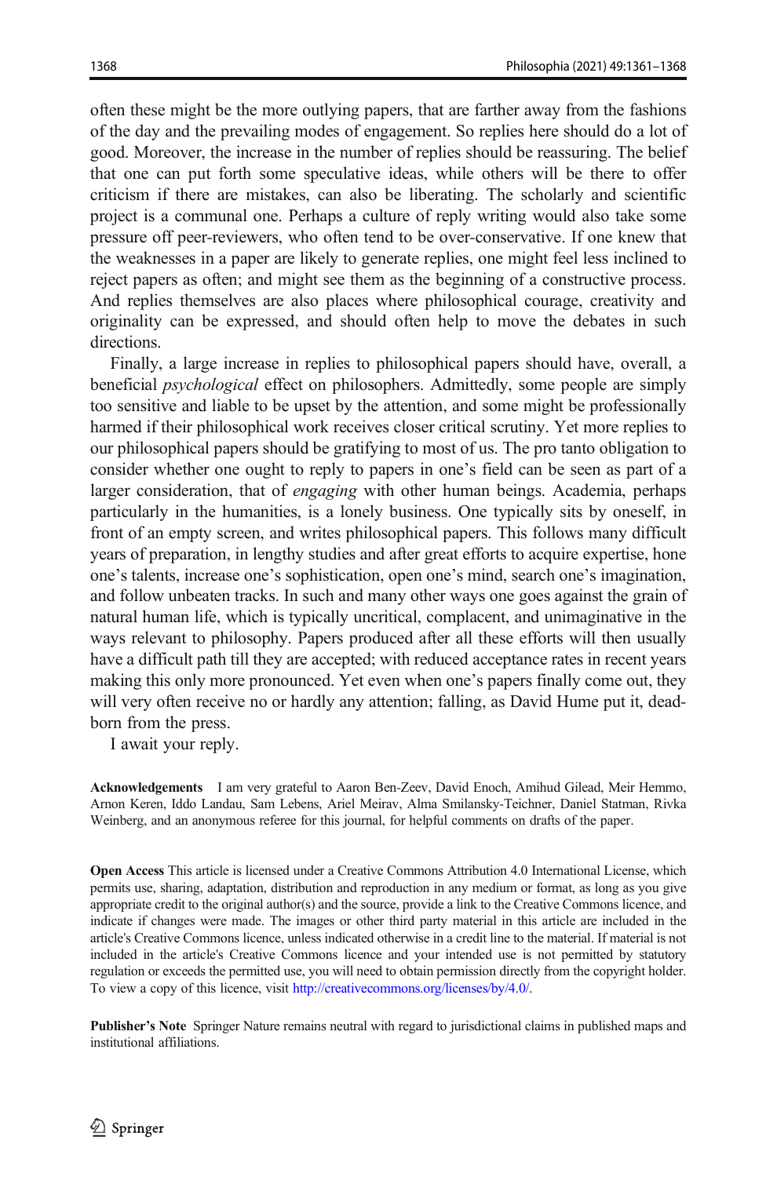often these might be the more outlying papers, that are farther away from the fashions of the day and the prevailing modes of engagement. So replies here should do a lot of good. Moreover, the increase in the number of replies should be reassuring. The belief that one can put forth some speculative ideas, while others will be there to offer criticism if there are mistakes, can also be liberating. The scholarly and scientific project is a communal one. Perhaps a culture of reply writing would also take some pressure off peer-reviewers, who often tend to be over-conservative. If one knew that the weaknesses in a paper are likely to generate replies, one might feel less inclined to reject papers as often; and might see them as the beginning of a constructive process. And replies themselves are also places where philosophical courage, creativity and originality can be expressed, and should often help to move the debates in such directions.

Finally, a large increase in replies to philosophical papers should have, overall, a beneficial *psychological* effect on philosophers. Admittedly, some people are simply too sensitive and liable to be upset by the attention, and some might be professionally harmed if their philosophical work receives closer critical scrutiny. Yet more replies to our philosophical papers should be gratifying to most of us. The pro tanto obligation to consider whether one ought to reply to papers in one's field can be seen as part of a larger consideration, that of *engaging* with other human beings. Academia, perhaps particularly in the humanities, is a lonely business. One typically sits by oneself, in front of an empty screen, and writes philosophical papers. This follows many difficult years of preparation, in lengthy studies and after great efforts to acquire expertise, hone one's talents, increase one's sophistication, open one's mind, search one's imagination, and follow unbeaten tracks. In such and many other ways one goes against the grain of natural human life, which is typically uncritical, complacent, and unimaginative in the ways relevant to philosophy. Papers produced after all these efforts will then usually have a difficult path till they are accepted; with reduced acceptance rates in recent years making this only more pronounced. Yet even when one's papers finally come out, they will very often receive no or hardly any attention; falling, as David Hume put it, dead-born from the press.

I await your reply.

**Acknowledgements** I am very grateful to Aaron Ben-Zeev, David Enoch, Amihud Gilead, Meir Hemmo, Arnon Keren, Iddo Landau, Sam Lebens, Ariel Meirav, Alma Smilansky-Teichner, Daniel Statman, Rivka Weinberg, and an anonymous referee for this journal, for helpful comments on drafts of the paper.

**Open Access** This article is licensed under a Creative Commons Attribution 4.0 International License, which permits use, sharing, adaptation, distribution and reproduction in any medium or format, as long as you give appropriate credit to the original author(s) and the source, provide a link to the Creative Commons licence, and indicate if changes were made. The images or other third party material in this article are included in the article's Creative Commons licence, unless indicated otherwise in a credit line to the material. If material is not included in the article's Creative Commons licence and your intended use is not permitted by statutory regulation or exceeds the permitted use, you will need to obtain permission directly from the copyright holder. To view a copy of this licence, visit http://creativecommons.org/licenses/by/4.0/.

**Publisher's Note** Springer Nature remains neutral with regard to jurisdictional claims in published maps and institutional affiliations.